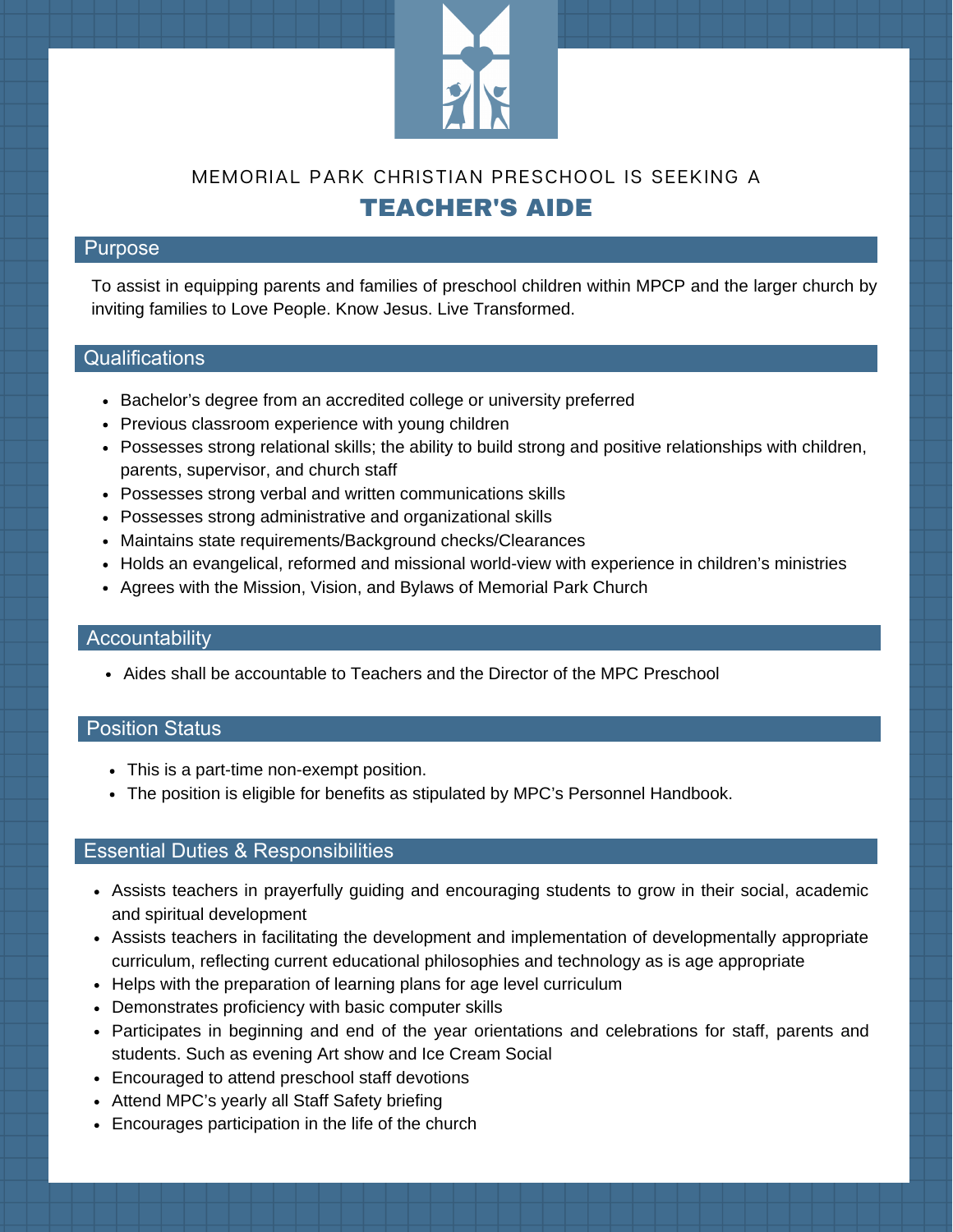MEMORIAL PARK CHRISTIAN PRESCHOOL IS SEEKING A

# TEACHER'S AIDE

## Purpose

To assist in equipping parents and families of preschool children within MPCP and the larger church by inviting families to Love People. Know Jesus. Live Transformed.

## Qualifications

- Bachelor's degree from an accredited college or university preferred
- Previous classroom experience with young children
- Possesses strong relational skills; the ability to build strong and positive relationships with children, parents, supervisor, and church staff
- Possesses strong verbal and written communications skills
- Possesses strong administrative and organizational skills
- Maintains state requirements/Background checks/Clearances
- Holds an evangelical, reformed and missional world-view with experience in children's ministries
- Agrees with the Mission, Vision, and Bylaws of Memorial Park Church

## Accountability

- Aides shall be accountable to Teachers and the Director of the MPC Preschool

## Position Status

- This is a part-time non-exempt position.
- The position is eligible for benefits as stipulated by MPC's Personnel Handbook.

## Essential Duties & Responsibilities

- Assists teachers in prayerfully guiding and encouraging students to grow in their social, academic and spiritual development
- Assists teachers in facilitating the development and implementation of developmentally appropriate curriculum, reflecting current educational philosophies and technology as is age appropriate
- Helps with the preparation of learning plans for age level curriculum
- Demonstrates proficiency with basic computer skills
- Participates in beginning and end of the year orientations and celebrations for staff, parents and students. Such as evening Art show and Ice Cream Social
- Encouraged to attend preschool staff devotions
- Attend MPC's yearly all Staff Safety briefing
- Encourages participation in the life of the church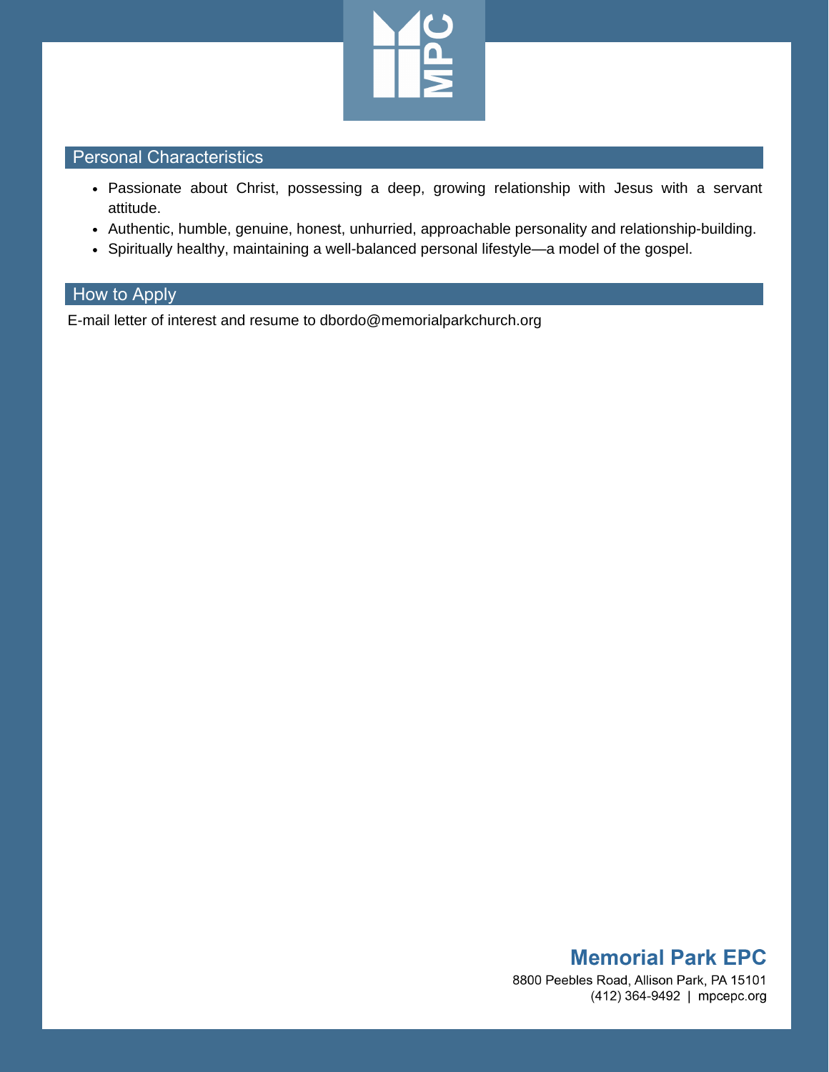## Personal Characteristics

- Passionate about Christ, possessing a deep, growing relationship with Jesus with a servant attitude.
- Authentic, humble, genuine, honest, unhurried, approachable personality and relationship-building.
- Spiritually healthy, maintaining a well-balanced personal lifestyle—a model of the gospel.

## How to Apply

E-mail letter of interest and resume to dbordo@memorialparkchurch.org

**Memorial Park EPC**

8800 Peebles Road, Allison Park, PA 15101

(412) 364-9492 | mpcepc.org